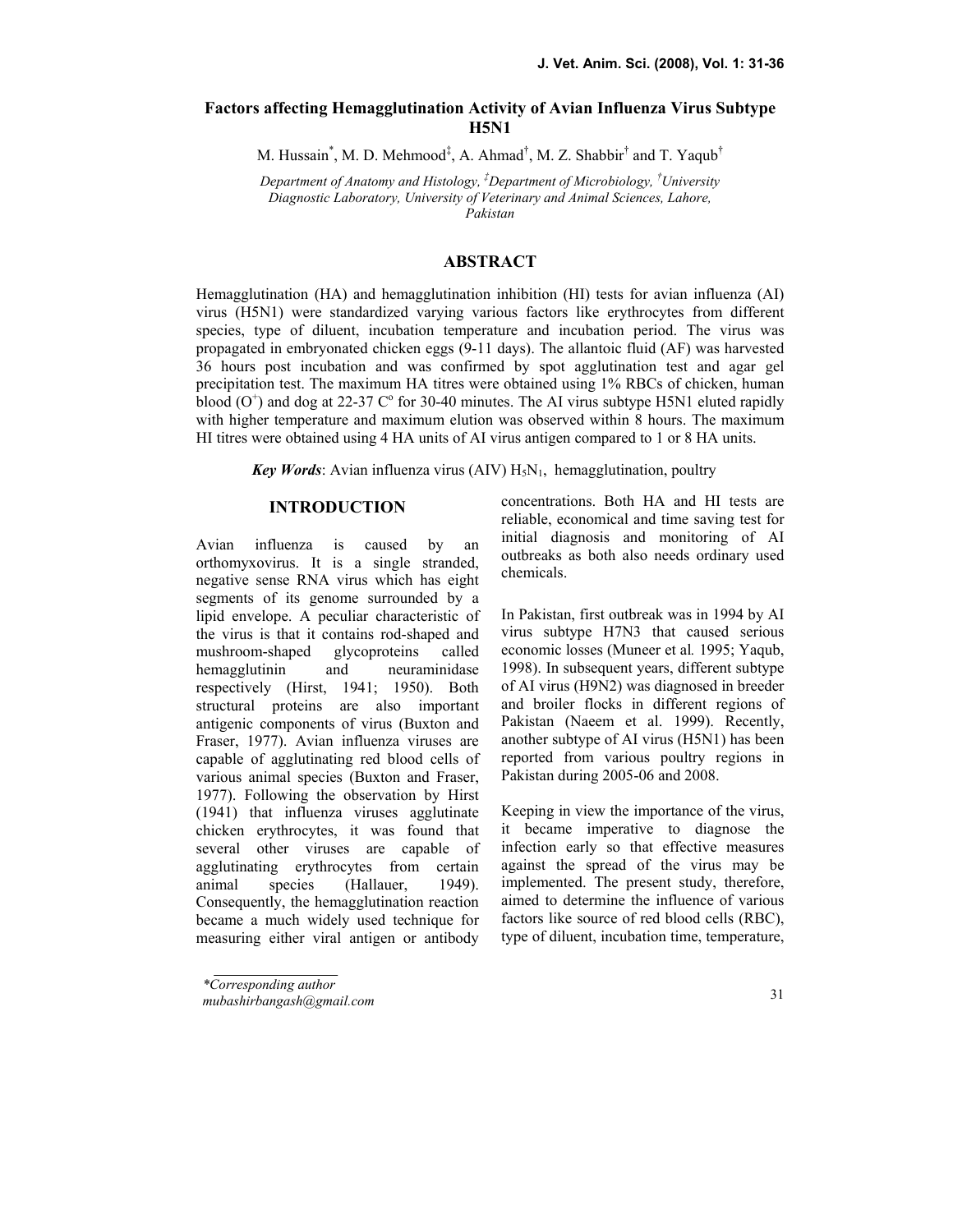# Factors affecting Hemagglutination Activity of Avian Influenza Virus Subtype H5N1

M. Hussain[*], M. D. Mehmood[‡], A. Ahmad[†], M. Z. Shabbir[†] and T. Yaqub[†]

*Department of Anatomy and Histology, [‡]Department of Microbiology, [†]University Diagnostic Laboratory, University of Veterinary and Animal Sciences, Lahore, Pakistan*

## ABSTRACT

Hemagglutination (HA) and hemagglutination inhibition (HI) tests for avian influenza (AI) virus (H5N1) were standardized varying various factors like erythrocytes from different species, type of diluent, incubation temperature and incubation period. The virus was propagated in embryonated chicken eggs (9-11 days). The allantoic fluid (AF) was harvested 36 hours post incubation and was confirmed by spot agglutination test and agar gel precipitation test. The maximum HA titres were obtained using 1% RBCs of chicken, human blood ($O^+$) and dog at 22-37 C$^o$ for 30-40 minutes. The AI virus subtype H5N1 eluted rapidly with higher temperature and maximum elution was observed within 8 hours. The maximum HI titres were obtained using 4 HA units of AI virus antigen compared to 1 or 8 HA units.

***Key Words***: Avian influenza virus (AIV) $H_5N_1$, hemagglutination, poultry

## INTRODUCTION

Avian influenza is caused by an orthomyxovirus. It is a single stranded, negative sense RNA virus which has eight segments of its genome surrounded by a lipid envelope. A peculiar characteristic of the virus is that it contains rod-shaped and mushroom-shaped glycoproteins called hemagglutinin and neuraminidase respectively (Hirst, 1941; 1950). Both structural proteins are also important antigenic components of virus (Buxton and Fraser, 1977). Avian influenza viruses are capable of agglutinating red blood cells of various animal species (Buxton and Fraser, 1977). Following the observation by Hirst (1941) that influenza viruses agglutinate chicken erythrocytes, it was found that several other viruses are capable of agglutinating erythrocytes from certain animal species (Hallauer, 1949). Consequently, the hemagglutination reaction became a much widely used technique for measuring either viral antigen or antibody concentrations. Both HA and HI tests are reliable, economical and time saving test for initial diagnosis and monitoring of AI outbreaks as both also needs ordinary used chemicals.

In Pakistan, first outbreak was in 1994 by AI virus subtype H7N3 that caused serious economic losses (Muneer et al. 1995; Yaqub, 1998). In subsequent years, different subtype of AI virus (H9N2) was diagnosed in breeder and broiler flocks in different regions of Pakistan (Naeem et al. 1999). Recently, another subtype of AI virus (H5N1) has been reported from various poultry regions in Pakistan during 2005-06 and 2008.

Keeping in view the importance of the virus, it became imperative to diagnose the infection early so that effective measures against the spread of the virus may be implemented. The present study, therefore, aimed to determine the influence of various factors like source of red blood cells (RBC), type of diluent, incubation time, temperature,

*Corresponding author
mubashirbangash@gmail.com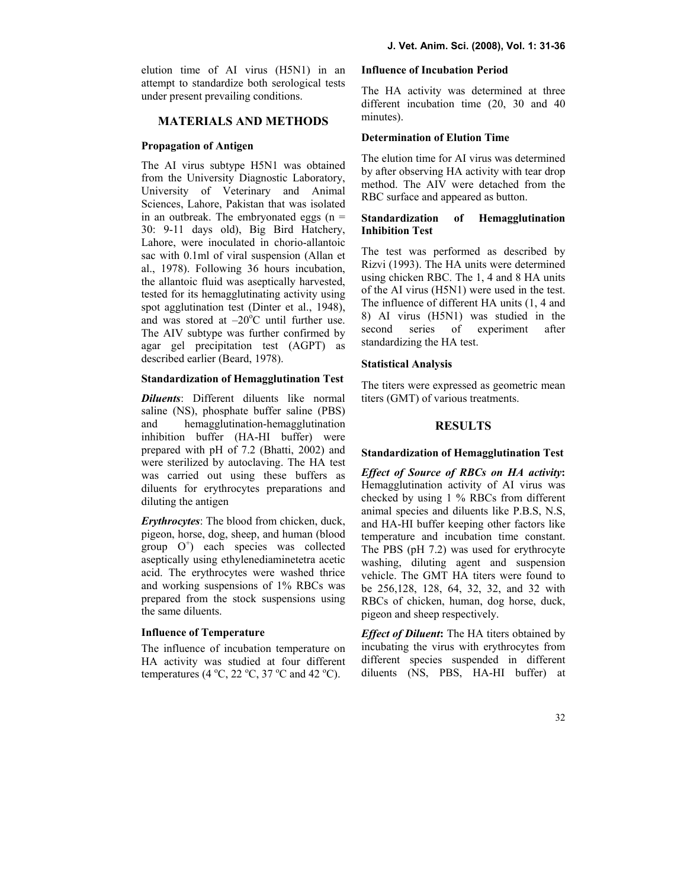elution time of AI virus (H5N1) in an attempt to standardize both serological tests under present prevailing conditions.

## MATERIALS AND METHODS

### Propagation of Antigen

The AI virus subtype H5N1 was obtained from the University Diagnostic Laboratory, University of Veterinary and Animal Sciences, Lahore, Pakistan that was isolated in an outbreak. The embryonated eggs (n = 30: 9-11 days old), Big Bird Hatchery, Lahore, were inoculated in chorio-allantoic sac with 0.1ml of viral suspension (Allan et al., 1978). Following 36 hours incubation, the allantoic fluid was aseptically harvested, tested for its hemagglutinating activity using spot agglutination test (Dinter et al., 1948), and was stored at –20$^{o}$C until further use. The AIV subtype was further confirmed by agar gel precipitation test (AGPT) as described earlier (Beard, 1978).

### Standardization of Hemagglutination Test

***Diluents***: Different diluents like normal saline (NS), phosphate buffer saline (PBS) and hemagglutination-hemagglutination inhibition buffer (HA-HI buffer) were prepared with pH of 7.2 (Bhatti, 2002) and were sterilized by autoclaving. The HA test was carried out using these buffers as diluents for erythrocytes preparations and diluting the antigen

***Erythrocytes***: The blood from chicken, duck, pigeon, horse, dog, sheep, and human (blood group O$^{+}$) each species was collected aseptically using ethylenediaminetetra acetic acid. The erythrocytes were washed thrice and working suspensions of 1% RBCs was prepared from the stock suspensions using the same diluents.

### Influence of Temperature

The influence of incubation temperature on HA activity was studied at four different temperatures (4 $^{o}$C, 22 $^{o}$C, 37 $^{o}$C and 42 $^{o}$C).

### Influence of Incubation Period

The HA activity was determined at three different incubation time (20, 30 and 40 minutes).

### Determination of Elution Time

The elution time for AI virus was determined by after observing HA activity with tear drop method. The AIV were detached from the RBC surface and appeared as button.

### Standardization of Hemagglutination Inhibition Test

The test was performed as described by Rizvi (1993). The HA units were determined using chicken RBC. The 1, 4 and 8 HA units of the AI virus (H5N1) were used in the test. The influence of different HA units (1, 4 and 8) AI virus (H5N1) was studied in the second series of experiment after standardizing the HA test.

### Statistical Analysis

The titers were expressed as geometric mean titers (GMT) of various treatments.

## RESULTS

### Standardization of Hemagglutination Test

***Effect of Source of RBCs on HA activity*:** Hemagglutination activity of AI virus was checked by using 1 % RBCs from different animal species and diluents like P.B.S, N.S, and HA-HI buffer keeping other factors like temperature and incubation time constant. The PBS (pH 7.2) was used for erythrocyte washing, diluting agent and suspension vehicle. The GMT HA titers were found to be 256,128, 128, 64, 32, 32, and 32 with RBCs of chicken, human, dog horse, duck, pigeon and sheep respectively.

***Effect of Diluent*:** The HA titers obtained by incubating the virus with erythrocytes from different species suspended in different diluents (NS, PBS, HA-HI buffer) at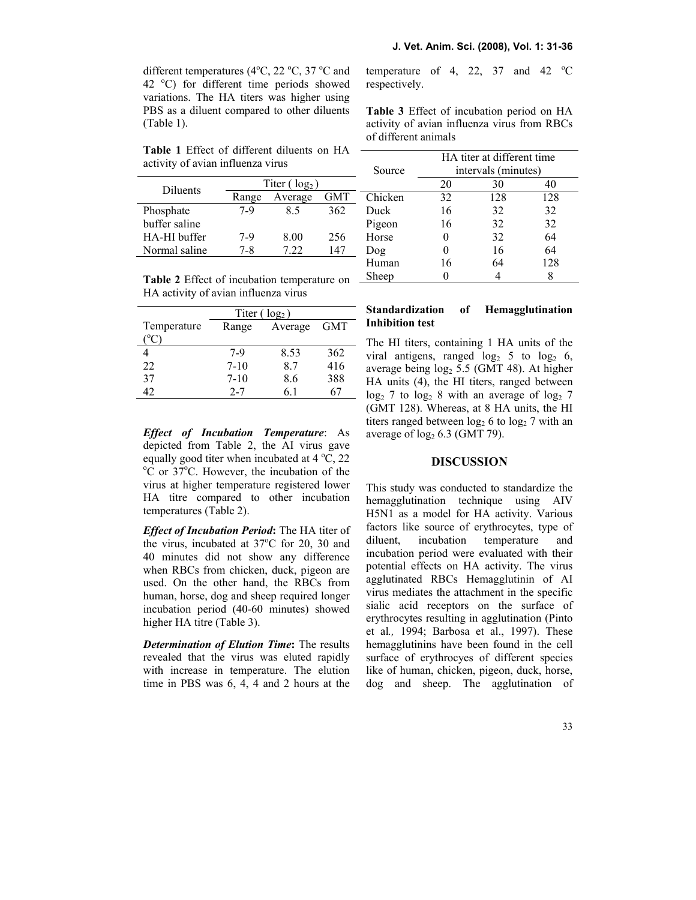different temperatures (4$^o$C, 22 $^o$C, 37 $^o$C and 42 $^o$C) for different time periods showed variations. The HA titers was higher using PBS as a diluent compared to other diluents (Table 1).

**Table 1** Effect of different diluents on HA activity of avian influenza virus

| Diluents | Titer ( $log_2$ ) | | |
|---|---|---|---|
| | Range | Average | GMT |
| Phosphate buffer saline | 7-9 | 8.5 | 362 |
| HA-HI buffer | 7-9 | 8.00 | 256 |
| Normal saline | 7-8 | 7.22 | 147 |

**Table 2** Effect of incubation temperature on HA activity of avian influenza virus

| | Titer ( $log_2$ ) | | |
|---|---|---|---|
| Temperature ($^o$C) | Range | Average | GMT |
| 4 | 7-9 | 8.53 | 362 |
| 22 | 7-10 | 8.7 | 416 |
| 37 | 7-10 | 8.6 | 388 |
| 42 | 2-7 | 6.1 | 67 |

***Effect of Incubation Temperature***: As depicted from Table 2, the AI virus gave equally good titer when incubated at 4 $^o$C, 22 $^o$C or 37$^o$C. However, the incubation of the virus at higher temperature registered lower HA titre compared to other incubation temperatures (Table 2).

***Effect of Incubation Period*****:** The HA titer of the virus, incubated at 37$^o$C for 20, 30 and 40 minutes did not show any difference when RBCs from chicken, duck, pigeon are used. On the other hand, the RBCs from human, horse, dog and sheep required longer incubation period (40-60 minutes) showed higher HA titre (Table 3).

***Determination of Elution Time*****:** The results revealed that the virus was eluted rapidly with increase in temperature. The elution time in PBS was 6, 4, 4 and 2 hours at the temperature of 4, 22, 37 and 42 $^o$C respectively.

**Table 3** Effect of incubation period on HA activity of avian influenza virus from RBCs of different animals

| Source | HA titer at different time intervals (minutes) | | |
|---|---|---|---|
| | 20 | 30 | 40 |
| Chicken | 32 | 128 | 128 |
| Duck | 16 | 32 | 32 |
| Pigeon | 16 | 32 | 32 |
| Horse | 0 | 32 | 64 |
| Dog | 0 | 16 | 64 |
| Human | 16 | 64 | 128 |
| Sheep | 0 | 4 | 8 |

**Standardization of Hemagglutination Inhibition test**

The HI titers, containing 1 HA units of the viral antigens, ranged $log_2$ 5 to $log_2$ 6, average being $log_2$ 5.5 (GMT 48). At higher HA units (4), the HI titers, ranged between $log_2$ 7 to $log_2$ 8 with an average of $log_2$ 7 (GMT 128). Whereas, at 8 HA units, the HI titers ranged between $log_2$ 6 to $log_2$ 7 with an average of $log_2$ 6.3 (GMT 79).

## DISCUSSION

This study was conducted to standardize the hemagglutination technique using AIV H5N1 as a model for HA activity. Various factors like source of erythrocytes, type of diluent, incubation temperature and incubation period were evaluated with their potential effects on HA activity. The virus agglutinated RBCs Hemagglutinin of AI virus mediates the attachment in the specific sialic acid receptors on the surface of erythrocytes resulting in agglutination (Pinto et al*.,* 1994; Barbosa et al., 1997). These hemagglutinins have been found in the cell surface of erythrocyes of different species like of human, chicken, pigeon, duck, horse, dog and sheep. The agglutination of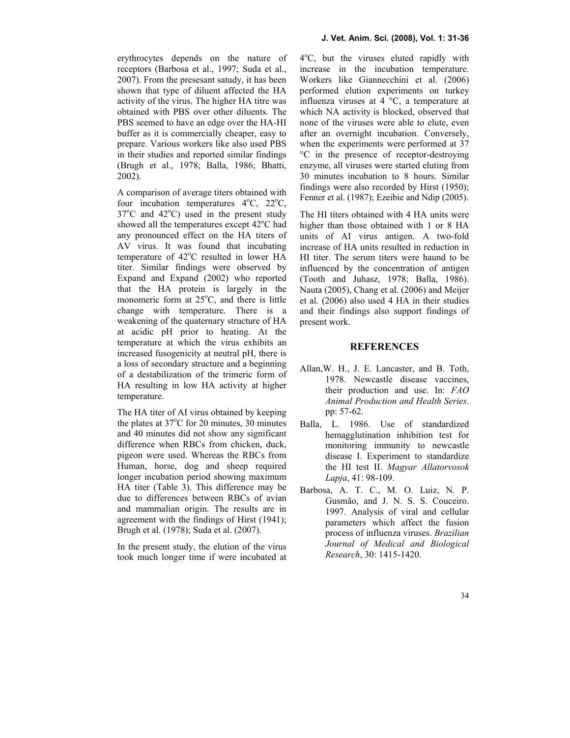erythrocytes depends on the nature of receptors (Barbosa et al., 1997; Suda et al., 2007). From the presesant satudy, it has been shown that type of diluent affected the HA activity of the virus. The higher HA titre was obtained with PBS over other diluents. The PBS seemed to have an edge over the HA-HI buffer as it is commercially cheaper, easy to prepare. Various workers like also used PBS in their studies and reported similar findings (Brugh et al., 1978; Balla, 1986; Bhatti, 2002).

A comparison of average titers obtained with four incubation temperatures 4$^{o}$C, 22$^{o}$C, 37$^{o}$C and 42$^{o}$C) used in the present study showed all the temperatures except 42$^{o}$C had any pronounced effect on the HA titers of AV virus. It was found that incubating temperature of 42$^{o}$C resulted in lower HA titer. Similar findings were observed by Expand and Expand (2002) who reported that the HA protein is largely in the monomeric form at 25$^{o}$C, and there is little change with temperature. There is a weakening of the quaternary structure of HA at acidic pH prior to heating. At the temperature at which the virus exhibits an increased fusogenicity at neutral pH, there is a loss of secondary structure and a beginning of a destabilization of the trimeric form of HA resulting in low HA activity at higher temperature.

The HA titer of AI virus obtained by keeping the plates at 37$^{o}$C for 20 minutes, 30 minutes and 40 minutes did not show any significant difference when RBCs from chicken, duck, pigeon were used. Whereas the RBCs from Human, horse, dog and sheep required longer incubation period showing maximum HA titer (Table 3). This difference may be due to differences between RBCs of avian and mammalian origin. The results are in agreement with the findings of Hirst (1941); Brugh et al. (1978); Suda et al. (2007).

In the present study, the elution of the virus took much longer time if were incubated at 4$^{o}$C, but the viruses eluted rapidly with increase in the incubation temperature. Workers like Giannecchini et al. (2006) performed elution experiments on turkey influenza viruses at 4 °C, a temperature at which NA activity is blocked, observed that none of the viruses were able to elute, even after an overnight incubation. Conversely, when the experiments were performed at 37 °C in the presence of receptor-destroying enzyme, all viruses were started eluting from 30 minutes incubation to 8 hours. Similar findings were also recorded by Hirst (1950); Fenner et al. (1987); Ezeibie and Ndip (2005).

The HI titers obtained with 4 HA units were higher than those obtained with 1 or 8 HA units of AI virus antigen. A two-fold increase of HA units resulted in reduction in HI titer. The serum titers were haund to be influenced by the concentration of antigen (Tooth and Juhasz, 1978; Balla, 1986). Nauta (2005), Chang et al. (2006) and Meijer et al. (2006) also used 4 HA in their studies and their findings also support findings of present work.

## REFERENCES

- Allan,W. H., J. E. Lancaster, and B. Toth, 1978. Newcastle disease vaccines, their production and use. In: *FAO Animal Production and Health Series*. pp: 57-62.
- Balla, L. 1986. Use of standardized hemagglutination inhibition test for monitoring immunity to newcastle disease I. Experiment to standardize the HI test II. *Magyar Allatorvosok Lapja*, 41: 98-109.
- Barbosa, A. T. C., M. O. Luiz, N. P. Gusmão, and J. N. S. S. Couceiro. 1997. Analysis of viral and cellular parameters which affect the fusion process of influenza viruses. *Brazilian Journal of Medical and Biological Research*, 30: 1415-1420.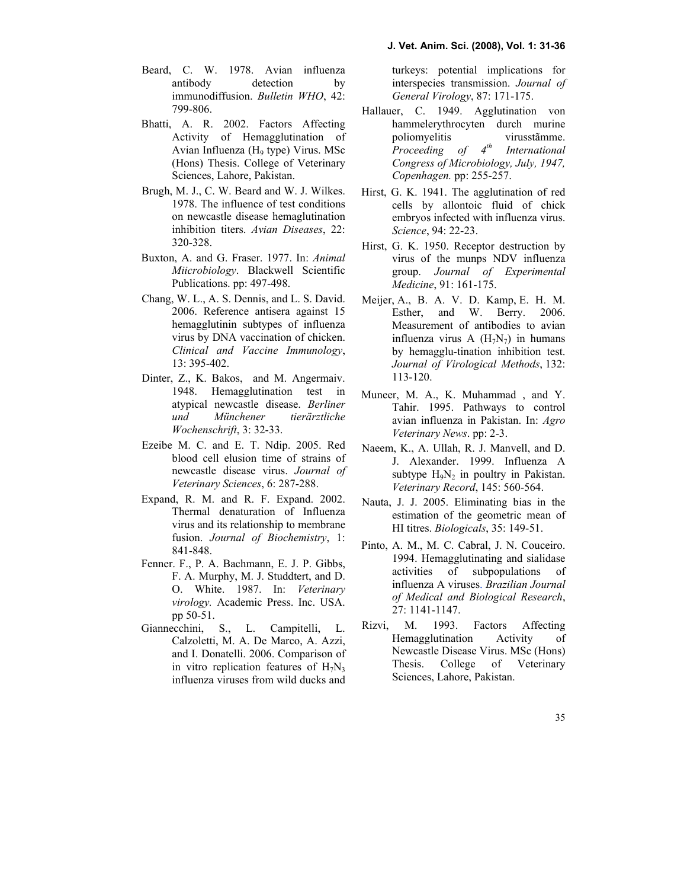Beard, C. W. 1978. Avian influenza antibody detection by immunodiffusion. *Bulletin WHO*, 42: 799-806.

Bhatti, A. R. 2002. Factors Affecting Activity of Hemagglutination of Avian Influenza ($H_9$ type) Virus. MSc (Hons) Thesis. College of Veterinary Sciences, Lahore, Pakistan.

Brugh, M. J., C. W. Beard and W. J. Wilkes. 1978. The influence of test conditions on newcastle disease hemaglutination inhibition titers. *Avian Diseases*, 22: 320-328.

Buxton, A. and G. Fraser. 1977. In: *Animal Miicrobiology*. Blackwell Scientific Publications. pp: 497-498.

Chang, W. L., A. S. Dennis, and L. S. David. 2006. Reference antisera against 15 hemagglutinin subtypes of influenza virus by DNA vaccination of chicken. *Clinical and Vaccine Immunology*, 13: 395-402.

Dinter, Z., K. Bakos, and M. Angermaiv. 1948. Hemagglutination test in atypical newcastle disease. *Berliner und Münchener tierärztliche Wochenschrift*, 3: 32-33.

Ezeibe M. C. and E. T. Ndip. 2005. Red blood cell elusion time of strains of newcastle disease virus. *Journal of Veterinary Sciences*, 6: 287-288.

Expand, R. M. and R. F. Expand. 2002. Thermal denaturation of Influenza virus and its relationship to membrane fusion. *Journal of Biochemistry*, 1: 841-848.

Fenner. F., P. A. Bachmann, E. J. P. Gibbs, F. A. Murphy, M. J. Studdtert, and D. O. White. 1987. In: *Veterinary virology.* Academic Press. Inc. USA. pp 50-51.

Giannecchini, S., L. Campitelli, L. Calzoletti, M. A. De Marco, A. Azzi, and I. Donatelli. 2006. Comparison of in vitro replication features of $H_7N_3$ influenza viruses from wild ducks and turkeys: potential implications for interspecies transmission. *Journal of General Virology*, 87: 171-175.

Hallauer, C. 1949. Agglutination von hammelerythrocyten durch murine poliomyelitis virusstãmme. *Proceeding of 4th International Congress of Microbiology, July, 1947, Copenhagen.* pp: 255-257.

Hirst, G. K. 1941. The agglutination of red cells by allontoic fluid of chick embryos infected with influenza virus. *Science*, 94: 22-23.

Hirst, G. K. 1950. Receptor destruction by virus of the munps NDV influenza group. *Journal of Experimental Medicine*, 91: 161-175.

Meijer, A., B. A. V. D. Kamp, E. H. M. Esther, and W. Berry. 2006. Measurement of antibodies to avian influenza virus A ($H_7N_7$) in humans by hemagglu-tination inhibition test. *Journal of Virological Methods*, 132: 113-120.

Muneer, M. A., K. Muhammad , and Y. Tahir. 1995. Pathways to control avian influenza in Pakistan. In: *Agro Veterinary News*. pp: 2-3.

Naeem, K., A. Ullah, R. J. Manvell, and D. J. Alexander. 1999. Influenza A subtype $H_9N_2$ in poultry in Pakistan. *Veterinary Record*, 145: 560-564.

Nauta, J. J. 2005. Eliminating bias in the estimation of the geometric mean of HI titres. *Biologicals*, 35: 149-51.

Pinto, A. M., M. C. Cabral, J. N. Couceiro. 1994. Hemagglutinating and sialidase activities of subpopulations of influenza A viruses. *Brazilian Journal of Medical and Biological Research*, 27: 1141-1147.

Rizvi, M. 1993. Factors Affecting Hemagglutination Activity of Newcastle Disease Virus. MSc (Hons) Thesis. College of Veterinary Sciences, Lahore, Pakistan.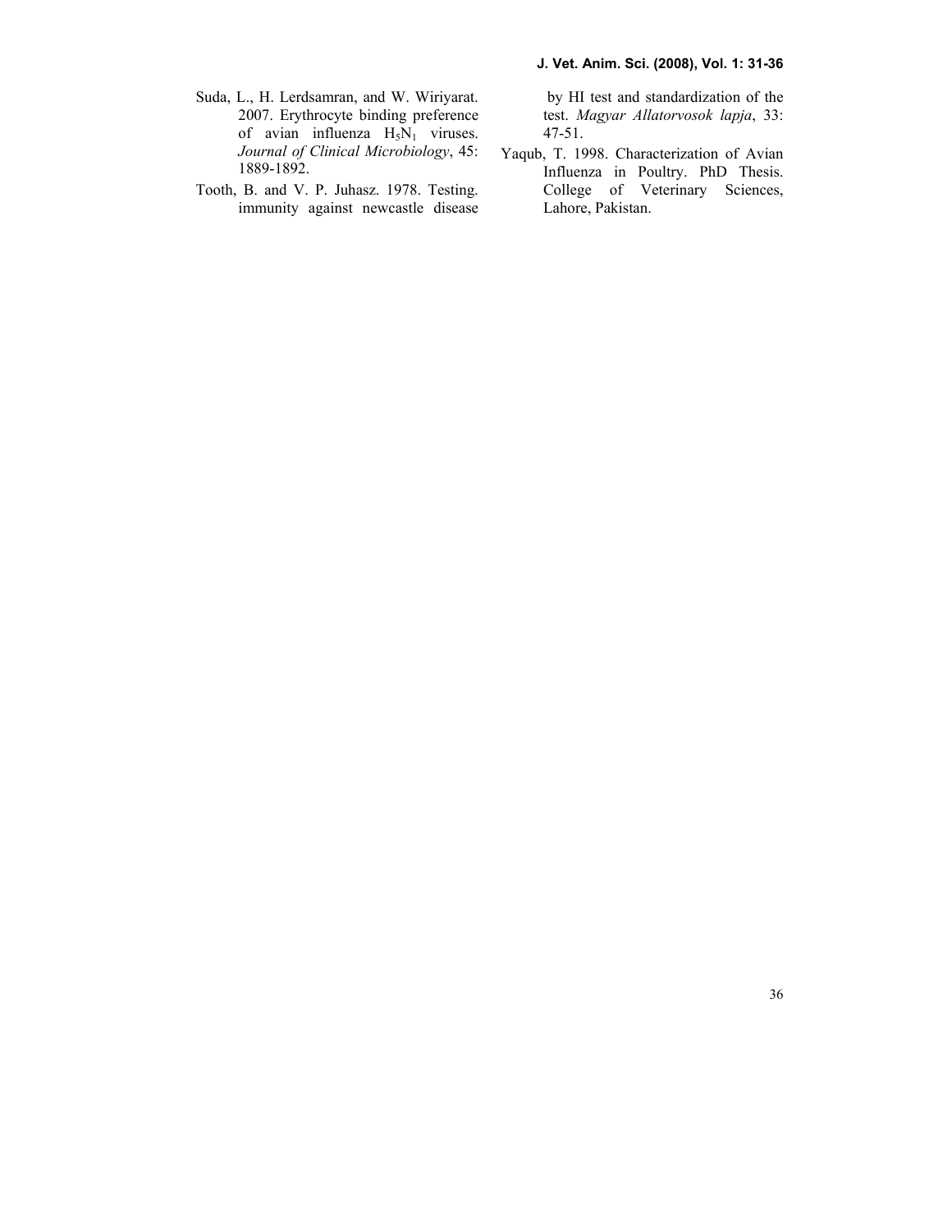Suda, L., H. Lerdsamran, and W. Wiriyarat. 2007. Erythrocyte binding preference of avian influenza $H_5N_1$ viruses. *Journal of Clinical Microbiology*, 45: 1889-1892.

Tooth, B. and V. P. Juhasz. 1978. Testing. immunity against newcastle disease by HI test and standardization of the test. *Magyar Allatorvosok lapja*, 33: 47-51.

Yaqub, T. 1998. Characterization of Avian Influenza in Poultry. PhD Thesis. College of Veterinary Sciences, Lahore, Pakistan.